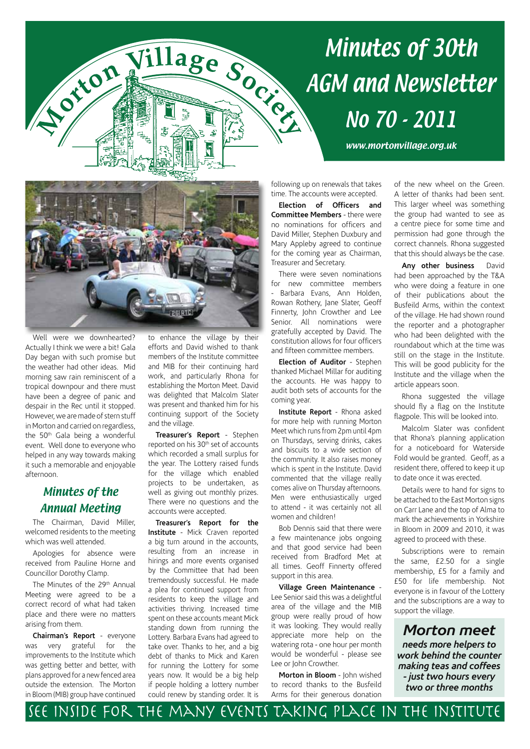# Morton Village Society

# Minutes of 30th AGM and Newsletter No 70 - 2011

www.mortonvillage.org.uk

Well were we downhearted? Actually I think we were a bit! Gala Day began with such promise but the weather had other ideas. Mid morning saw rain reminiscent of a tropical downpour and there must have been a degree of panic and despair in the Rec until it stopped. However, we are made of stern stuff in Morton and carried on regardless, the 50th Gala being a wonderful event. Well done to everyone who helped in any way towards making it such a memorable and enjoyable afternoon.

## Minutes of the Annual Meeting

The Chairman, David Miller, welcomed residents to the meeting which was well attended.

Apologies for absence were received from Pauline Horne and Councillor Dorothy Clamp.

The Minutes of the 29th Annual Meeting were agreed to be a correct record of what had taken place and there were no matters arising from them.

**Chairman's Report** - everyone was very grateful for the improvements to the Institute which was getting better and better, with plans approved for a new fenced area outside the extension. The Morton in Bloom (MIB) group have continued to enhance the village by their efforts and David wished to thank members of the Institute committee and MIB for their continuing hard work, and particularly Rhona for establishing the Morton Meet. David was delighted that Malcolm Slater was present and thanked him for his continuing support of the Society and the village.

**Treasurer's Report** - Stephen reported on his 30th set of accounts which recorded a small surplus for the year. The Lottery raised funds for the village which enabled projects to be undertaken, as well as giving out monthly prizes. There were no questions and the accounts were accepted.

**Treasurer's Report for the Institute** - Mick Craven reported a big turn around in the accounts, resulting from an increase in hirings and more events organised by the Committee that had been tremendously successful. He made a plea for continued support from residents to keep the village and activities thriving. Increased time spent on these accounts meant Mick standing down from running the Lottery. Barbara Evans had agreed to take over. Thanks to her, and a big debt of thanks to Mick and Karen for running the Lottery for some years now. It would be a big help if people holding a lottery number could renew by standing order. It is following up on renewals that takes time. The accounts were accepted.

**Election of Officers and Committee Members** - there were no nominations for officers and David Miller, Stephen Duxbury and Mary Appleby agreed to continue for the coming year as Chairman, Treasurer and Secretary.

There were seven nominations for new committee members - Barbara Evans, Ann Holden, Rowan Rothery, Jane Slater, Geoff Finnerty, John Crowther and Lee Senior. All nominations were gratefully accepted by David. The constitution allows for four officers and fifteen committee members.

**Election of Auditor** - Stephen thanked Michael Millar for auditing the accounts. He was happy to audit both sets of accounts for the coming year.

**Institute Report** - Rhona asked for more help with running Morton Meet which runs from 2pm until 4pm on Thursdays, serving drinks, cakes and biscuits to a wide section of the community. It also raises money which is spent in the Institute. David commented that the village really comes alive on Thursday afternoons. Men were enthusiastically urged to attend - it was certainly not all women and children!

Bob Dennis said that there were a few maintenance jobs ongoing and that good service had been received from Bradford Met at all times. Geoff Finnerty offered support in this area.

**Village Green Maintenance** - Lee Senior said this was a delightful area of the village and the MIB group were really proud of how it was looking. They would really appreciate more help on the watering rota - one hour per month would be wonderful - please see Lee or John Crowther.

**Morton in Bloom** - John wished to record thanks to the Busfeild Arms for their generous donation of the new wheel on the Green. A letter of thanks had been sent. This larger wheel was something the group had wanted to see as a centre piece for some time and permission had gone through the correct channels. Rhona suggested that this should always be the case.

**Any other business** David had been approached by the T&A who were doing a feature in one of their publications about the Busfeild Arms, within the context of the village. He had shown round the reporter and a photographer who had been delighted with the roundabout which at the time was still on the stage in the Institute. This will be good publicity for the Institute and the village when the article appears soon.

Rhona suggested the village should fly a flag on the Institute flagpole. This will be looked into.

Malcolm Slater was confident that Rhona's planning application for a noticeboard for Waterside Fold would be granted. Geoff, as a resident there, offered to keep it up to date once it was erected.

Details were to hand for signs to be attached to the East Morton signs on Carr Lane and the top of Alma to mark the achievements in Yorkshire in Bloom in 2009 and 2010, it was agreed to proceed with these.

Subscriptions were to remain the same, £2.50 for a single membership, £5 for a family and £50 for life membership. Not everyone is in favour of the Lottery and the subscriptions are a way to support the village.

**Morton meet**
***needs more helpers to work behind the counter making teas and coffees - just two hours every two or three months***

SEE INSIDE FOR THE MANY EVENTS TAKING PLACE IN THE INSTITUTE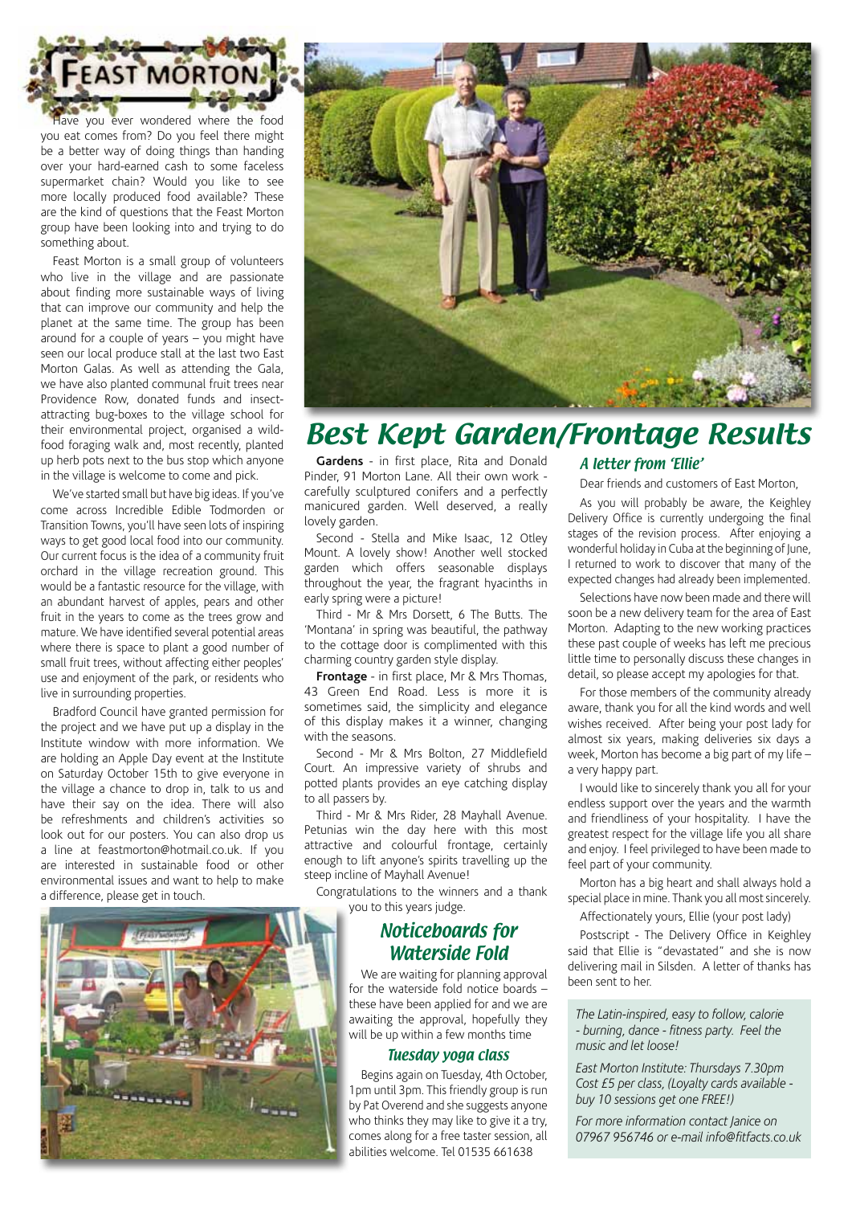# Feast Morton

Have you ever wondered where the food you eat comes from? Do you feel there might be a better way of doing things than handing over your hard-earned cash to some faceless supermarket chain? Would you like to see more locally produced food available? These are the kind of questions that the Feast Morton group have been looking into and trying to do something about.

Feast Morton is a small group of volunteers who live in the village and are passionate about finding more sustainable ways of living that can improve our community and help the planet at the same time. The group has been around for a couple of years – you might have seen our local produce stall at the last two East Morton Galas. As well as attending the Gala, we have also planted communal fruit trees near Providence Row, donated funds and insect-attracting bug-boxes to the village school for their environmental project, organised a wild-food foraging walk and, most recently, planted up herb pots next to the bus stop which anyone in the village is welcome to come and pick.

We've started small but have big ideas. If you've come across Incredible Edible Todmorden or Transition Towns, you'll have seen lots of inspiring ways to get good local food into our community. Our current focus is the idea of a community fruit orchard in the village recreation ground. This would be a fantastic resource for the village, with an abundant harvest of apples, pears and other fruit in the years to come as the trees grow and mature. We have identified several potential areas where there is space to plant a good number of small fruit trees, without affecting either peoples' use and enjoyment of the park, or residents who live in surrounding properties.

Bradford Council have granted permission for the project and we have put up a display in the Institute window with more information. We are holding an Apple Day event at the Institute on Saturday October 15th to give everyone in the village a chance to drop in, talk to us and have their say on the idea. There will also be refreshments and children's activities so look out for our posters. You can also drop us a line at feastmorton@hotmail.co.uk. If you are interested in sustainable food or other environmental issues and want to help to make a difference, please get in touch.

# Best Kept Garden/Frontage Results

**Gardens** - in first place, Rita and Donald Pinder, 91 Morton Lane. All their own work - carefully sculptured conifers and a perfectly manicured garden. Well deserved, a really lovely garden.

Second - Stella and Mike Isaac, 12 Otley Mount. A lovely show! Another well stocked garden which offers seasonable displays throughout the year, the fragrant hyacinths in early spring were a picture!

Third - Mr & Mrs Dorsett, 6 The Butts. The 'Montana' in spring was beautiful, the pathway to the cottage door is complimented with this charming country garden style display.

**Frontage** - in first place, Mr & Mrs Thomas, 43 Green End Road. Less is more it is sometimes said, the simplicity and elegance of this display makes it a winner, changing with the seasons.

Second - Mr & Mrs Bolton, 27 Middlefield Court. An impressive variety of shrubs and potted plants provides an eye catching display to all passers by.

Third - Mr & Mrs Rider, 28 Mayhall Avenue. Petunias win the day here with this most attractive and colourful frontage, certainly enough to lift anyone's spirits travelling up the steep incline of Mayhall Avenue!

Congratulations to the winners and a thank you to this years judge.

## Noticeboards for Waterside Fold

We are waiting for planning approval for the waterside fold notice boards – these have been applied for and we are awaiting the approval, hopefully they will be up within a few months time

## Tuesday yoga class

Begins again on Tuesday, 4th October, 1pm until 3pm. This friendly group is run by Pat Overend and she suggests anyone who thinks they may like to give it a try, comes along for a free taster session, all abilities welcome. Tel 01535 661638

## A letter from 'Ellie'

Dear friends and customers of East Morton,

As you will probably be aware, the Keighley Delivery Office is currently undergoing the final stages of the revision process. After enjoying a wonderful holiday in Cuba at the beginning of June, I returned to work to discover that many of the expected changes had already been implemented.

Selections have now been made and there will soon be a new delivery team for the area of East Morton. Adapting to the new working practices these past couple of weeks has left me precious little time to personally discuss these changes in detail, so please accept my apologies for that.

For those members of the community already aware, thank you for all the kind words and well wishes received. After being your post lady for almost six years, making deliveries six days a week, Morton has become a big part of my life – a very happy part.

I would like to sincerely thank you all for your endless support over the years and the warmth and friendliness of your hospitality. I have the greatest respect for the village life you all share and enjoy. I feel privileged to have been made to feel part of your community.

Morton has a big heart and shall always hold a special place in mine. Thank you all most sincerely.

Affectionately yours, Ellie (your post lady)

Postscript - The Delivery Office in Keighley said that Ellie is "devastated" and she is now delivering mail in Silsden. A letter of thanks has been sent to her.

*The Latin-inspired, easy to follow, calorie - burning, dance - fitness party. Feel the music and let loose!*

*East Morton Institute: Thursdays 7.30pm Cost £5 per class, (Loyalty cards available - buy 10 sessions get one FREE!)*

*For more information contact Janice on 07967 956746 or e-mail info@fitfacts.co.uk*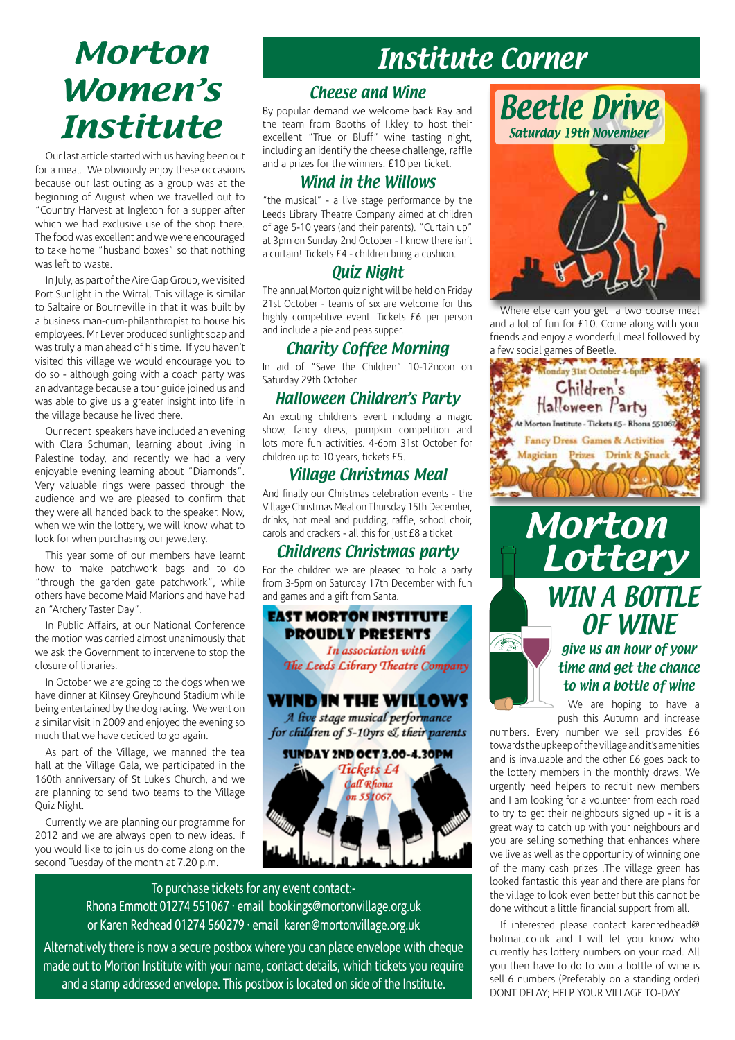# Morton Women's Institute

Our last article started with us having been out for a meal. We obviously enjoy these occasions because our last outing as a group was at the beginning of August when we travelled out to "Country Harvest at Ingleton for a supper after which we had exclusive use of the shop there. The food was excellent and we were encouraged to take home "husband boxes" so that nothing was left to waste.

In July, as part of the Aire Gap Group, we visited Port Sunlight in the Wirral. This village is similar to Saltaire or Bourneville in that it was built by a business man-cum-philanthropist to house his employees. Mr Lever produced sunlight soap and was truly a man ahead of his time. If you haven't visited this village we would encourage you to do so - although going with a coach party was an advantage because a tour guide joined us and was able to give us a greater insight into life in the village because he lived there.

Our recent speakers have included an evening with Clara Schuman, learning about living in Palestine today, and recently we had a very enjoyable evening learning about "Diamonds". Very valuable rings were passed through the audience and we are pleased to confirm that they were all handed back to the speaker. Now, when we win the lottery, we will know what to look for when purchasing our jewellery.

This year some of our members have learnt how to make patchwork bags and to do "through the garden gate patchwork", while others have become Maid Marions and have had an "Archery Taster Day".

In Public Affairs, at our National Conference the motion was carried almost unanimously that we ask the Government to intervene to stop the closure of libraries.

In October we are going to the dogs when we have dinner at Kilnsey Greyhound Stadium while being entertained by the dog racing. We went on a similar visit in 2009 and enjoyed the evening so much that we have decided to go again.

As part of the Village, we manned the tea hall at the Village Gala, we participated in the 160th anniversary of St Luke's Church, and we are planning to send two teams to the Village Quiz Night.

Currently we are planning our programme for 2012 and we are always open to new ideas. If you would like to join us do come along on the second Tuesday of the month at 7.20 p.m.

# Institute Corner

## Cheese and Wine

By popular demand we welcome back Ray and the team from Booths of Ilkley to host their excellent "True or Bluff" wine tasting night, including an identify the cheese challenge, raffle and a prizes for the winners. £10 per ticket.

## Wind in the Willows

"the musical" - a live stage performance by the Leeds Library Theatre Company aimed at children of age 5-10 years (and their parents). "Curtain up" at 3pm on Sunday 2nd October - I know there isn't a curtain! Tickets £4 - children bring a cushion.

## Quiz Night

The annual Morton quiz night will be held on Friday 21st October - teams of six are welcome for this highly competitive event. Tickets £6 per person and include a pie and peas supper.

## Charity Coffee Morning

In aid of "Save the Children" 10-12noon on Saturday 29th October.

## Halloween Children's Party

An exciting children's event including a magic show, fancy dress, pumpkin competition and lots more fun activities. 4-6pm 31st October for children up to 10 years, tickets £5.

## Village Christmas Meal

And finally our Christmas celebration events - the Village Christmas Meal on Thursday 15th December, drinks, hot meal and pudding, raffle, school choir, carols and crackers - all this for just £8 a ticket

## Childrens Christmas party

For the children we are pleased to hold a party from 3-5pm on Saturday 17th December with fun and games and a gift from Santa.

**EAST MORTON INSTITUTE PROUDLY PRESENTS**

*In association with The Leeds Library Theatre Company*

**WIND IN THE WILLOWS**

*A live stage musical performance for children of 5-10yrs & their parents*

**SUNDAY 2ND OCT 3.00-4.30PM**

*Tickets £4 Call Rhona on 551067*

## Beetle Drive

*Saturday 19th November*

Where else can you get a two course meal and a lot of fun for £10. Come along with your friends and enjoy a wonderful meal followed by a few social games of Beetle.

Monday 31st October 4-6pm

Children's Halloween Party

At Morton Institute - Tickets £5 - Rhona 551067

Fancy Dress Games & Activities

Magician Prizes Drink & Snack

To purchase tickets for any event contact:-
Rhona Emmott 01274 551067 · email bookings@mortonvillage.org.uk
or Karen Redhead 01274 560279 · email karen@mortonvillage.org.uk

Alternatively there is now a secure postbox where you can place envelope with cheque made out to Morton Institute with your name, contact details, which tickets you require and a stamp addressed envelope. This postbox is located on side of the Institute.

# Morton Lottery

## WIN A BOTTLE OF WINE

*give us an hour of your time and get the chance to win a bottle of wine*

We are hoping to have a push this Autumn and increase numbers. Every number we sell provides £6 towards the upkeep of the village and it's amenities and is invaluable and the other £6 goes back to the lottery members in the monthly draws. We urgently need helpers to recruit new members and I am looking for a volunteer from each road to try to get their neighbours signed up - it is a great way to catch up with your neighbours and you are selling something that enhances where we live as well as the opportunity of winning one of the many cash prizes .The village green has looked fantastic this year and there are plans for the village to look even better but this cannot be done without a little financial support from all.

If interested please contact karenredhead@hotmail.co.uk and I will let you know who currently has lottery numbers on your road. All you then have to do to win a bottle of wine is sell 6 numbers (Preferably on a standing order) DONT DELAY; HELP YOUR VILLAGE TO-DAY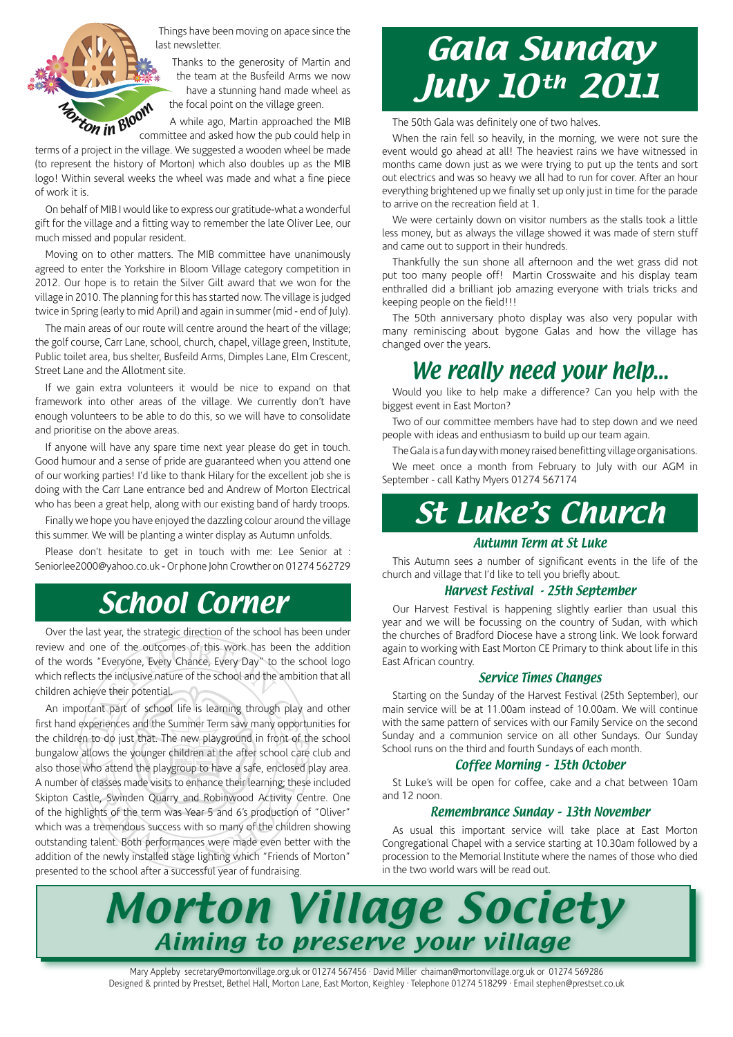Morton in Bloom

Things have been moving on apace since the last newsletter.

Thanks to the generosity of Martin and the team at the Busfeild Arms we now have a stunning hand made wheel as the focal point on the village green.

A while ago, Martin approached the MIB committee and asked how the pub could help in terms of a project in the village. We suggested a wooden wheel be made (to represent the history of Morton) which also doubles up as the MIB logo! Within several weeks the wheel was made and what a fine piece of work it is.

On behalf of MIB I would like to express our gratitude-what a wonderful gift for the village and a fitting way to remember the late Oliver Lee, our much missed and popular resident.

Moving on to other matters. The MIB committee have unanimously agreed to enter the Yorkshire in Bloom Village category competition in 2012. Our hope is to retain the Silver Gilt award that we won for the village in 2010. The planning for this has started now. The village is judged twice in Spring (early to mid April) and again in summer (mid - end of July).

The main areas of our route will centre around the heart of the village; the golf course, Carr Lane, school, church, chapel, village green, Institute, Public toilet area, bus shelter, Busfeild Arms, Dimples Lane, Elm Crescent, Street Lane and the Allotment site.

If we gain extra volunteers it would be nice to expand on that framework into other areas of the village. We currently don't have enough volunteers to be able to do this, so we will have to consolidate and prioritise on the above areas.

If anyone will have any spare time next year please do get in touch. Good humour and a sense of pride are guaranteed when you attend one of our working parties! I'd like to thank Hilary for the excellent job she is doing with the Carr Lane entrance bed and Andrew of Morton Electrical who has been a great help, along with our existing band of hardy troops.

Finally we hope you have enjoyed the dazzling colour around the village this summer. We will be planting a winter display as Autumn unfolds.

Please don't hesitate to get in touch with me: Lee Senior at : Seniorlee2000@yahoo.co.uk - Or phone John Crowther on 01274 562729

# School Corner

Over the last year, the strategic direction of the school has been under review and one of the outcomes of this work has been the addition of the words "Everyone, Every Chance, Every Day" to the school logo which reflects the inclusive nature of the school and the ambition that all children achieve their potential.

An important part of school life is learning through play and other first hand experiences and the Summer Term saw many opportunities for the children to do just that. The new playground in front of the school bungalow allows the younger children at the after school care club and also those who attend the playgroup to have a safe, enclosed play area. A number of classes made visits to enhance their learning; these included Skipton Castle, Swinden Quarry and Robinwood Activity Centre. One of the highlights of the term was Year 5 and 6's production of "Oliver" which was a tremendous success with so many of the children showing outstanding talent. Both performances were made even better with the addition of the newly installed stage lighting which "Friends of Morton" presented to the school after a successful year of fundraising.

# Gala Sunday July 10th 2011

The 50th Gala was definitely one of two halves.

When the rain fell so heavily, in the morning, we were not sure the event would go ahead at all! The heaviest rains we have witnessed in months came down just as we were trying to put up the tents and sort out electrics and was so heavy we all had to run for cover. After an hour everything brightened up we finally set up only just in time for the parade to arrive on the recreation field at 1.

We were certainly down on visitor numbers as the stalls took a little less money, but as always the village showed it was made of stern stuff and came out to support in their hundreds.

Thankfully the sun shone all afternoon and the wet grass did not put too many people off! Martin Crosswaite and his display team enthralled did a brilliant job amazing everyone with trials tricks and keeping people on the field!!!

The 50th anniversary photo display was also very popular with many reminiscing about bygone Galas and how the village has changed over the years.

## We really need your help...

Would you like to help make a difference? Can you help with the biggest event in East Morton?

Two of our committee members have had to step down and we need people with ideas and enthusiasm to build up our team again.

The Gala is a fun day with money raised benefitting village organisations.

We meet once a month from February to July with our AGM in September - call Kathy Myers 01274 567174

# St Luke's Church

### Autumn Term at St Luke

This Autumn sees a number of significant events in the life of the church and village that I'd like to tell you briefly about.

### Harvest Festival - 25th September

Our Harvest Festival is happening slightly earlier than usual this year and we will be focussing on the country of Sudan, with which the churches of Bradford Diocese have a strong link. We look forward again to working with East Morton CE Primary to think about life in this East African country.

### Service Times Changes

Starting on the Sunday of the Harvest Festival (25th September), our main service will be at 11.00am instead of 10.00am. We will continue with the same pattern of services with our Family Service on the second Sunday and a communion service on all other Sundays. Our Sunday School runs on the third and fourth Sundays of each month.

### Coffee Morning - 15th October

St Luke's will be open for coffee, cake and a chat between 10am and 12 noon.

### Remembrance Sunday - 13th November

As usual this important service will take place at East Morton Congregational Chapel with a service starting at 10.30am followed by a procession to the Memorial Institute where the names of those who died in the two world wars will be read out.

# Morton Village Society

**Aiming to preserve your village**

Mary Appleby secretary@mortonvillage.org.uk or 01274 567456 · David Miller chaiman@mortonvillage.org.uk or 01274 569286
Designed & printed by Prestset, Bethel Hall, Morton Lane, East Morton, Keighley · Telephone 01274 518299 · Email stephen@prestset.co.uk